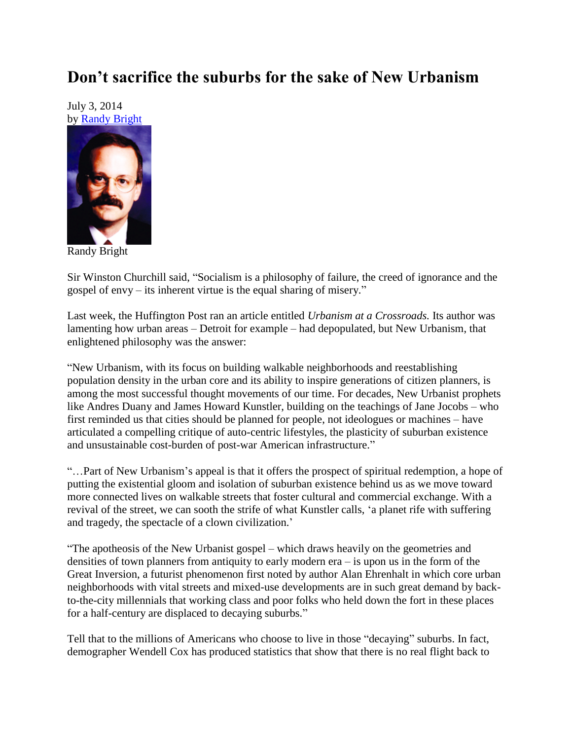# Don't sacrifice the suburbs for the sake of New Urbanism

July 3, 2014
by Randy Bright

Randy Bright

Sir Winston Churchill said, "Socialism is a philosophy of failure, the creed of ignorance and the gospel of envy – its inherent virtue is the equal sharing of misery."

Last week, the Huffington Post ran an article entitled *Urbanism at a Crossroads.* Its author was lamenting how urban areas – Detroit for example – had depopulated, but New Urbanism, that enlightened philosophy was the answer:

"New Urbanism, with its focus on building walkable neighborhoods and reestablishing population density in the urban core and its ability to inspire generations of citizen planners, is among the most successful thought movements of our time. For decades, New Urbanist prophets like Andres Duany and James Howard Kunstler, building on the teachings of Jane Jocobs – who first reminded us that cities should be planned for people, not ideologues or machines – have articulated a compelling critique of auto-centric lifestyles, the plasticity of suburban existence and unsustainable cost-burden of post-war American infrastructure."

"…Part of New Urbanism's appeal is that it offers the prospect of spiritual redemption, a hope of putting the existential gloom and isolation of suburban existence behind us as we move toward more connected lives on walkable streets that foster cultural and commercial exchange. With a revival of the street, we can sooth the strife of what Kunstler calls, 'a planet rife with suffering and tragedy, the spectacle of a clown civilization.'

"The apotheosis of the New Urbanist gospel – which draws heavily on the geometries and densities of town planners from antiquity to early modern era – is upon us in the form of the Great Inversion, a futurist phenomenon first noted by author Alan Ehrenhalt in which core urban neighborhoods with vital streets and mixed-use developments are in such great demand by back-to-the-city millennials that working class and poor folks who held down the fort in these places for a half-century are displaced to decaying suburbs."

Tell that to the millions of Americans who choose to live in those "decaying" suburbs. In fact, demographer Wendell Cox has produced statistics that show that there is no real flight back to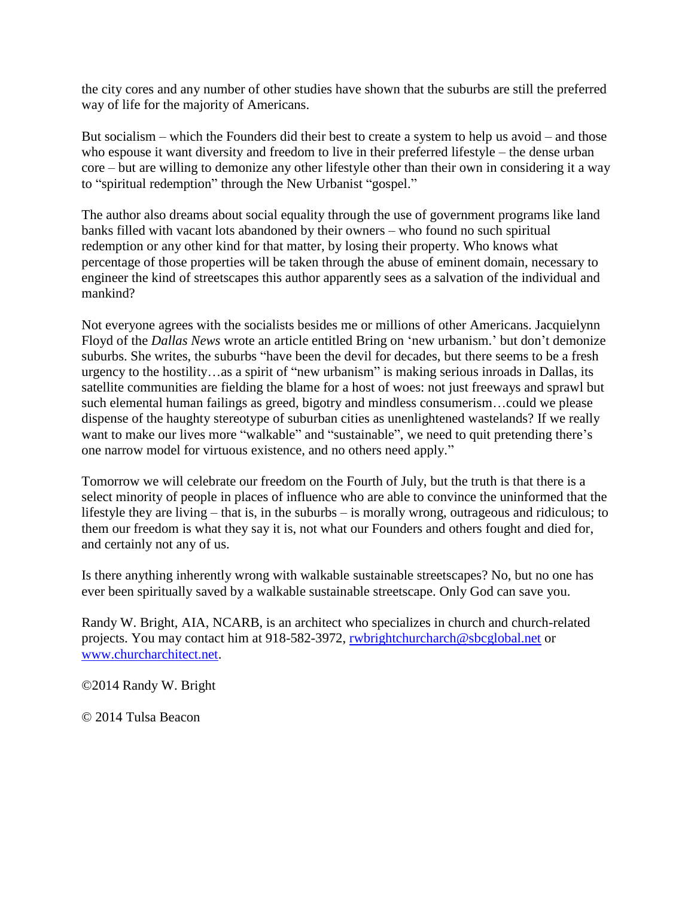the city cores and any number of other studies have shown that the suburbs are still the preferred way of life for the majority of Americans.

But socialism – which the Founders did their best to create a system to help us avoid – and those who espouse it want diversity and freedom to live in their preferred lifestyle – the dense urban core – but are willing to demonize any other lifestyle other than their own in considering it a way to "spiritual redemption" through the New Urbanist "gospel."

The author also dreams about social equality through the use of government programs like land banks filled with vacant lots abandoned by their owners – who found no such spiritual redemption or any other kind for that matter, by losing their property. Who knows what percentage of those properties will be taken through the abuse of eminent domain, necessary to engineer the kind of streetscapes this author apparently sees as a salvation of the individual and mankind?

Not everyone agrees with the socialists besides me or millions of other Americans. Jacquielynn Floyd of the *Dallas News* wrote an article entitled Bring on 'new urbanism.' but don't demonize suburbs. She writes, the suburbs "have been the devil for decades, but there seems to be a fresh urgency to the hostility…as a spirit of "new urbanism" is making serious inroads in Dallas, its satellite communities are fielding the blame for a host of woes: not just freeways and sprawl but such elemental human failings as greed, bigotry and mindless consumerism…could we please dispense of the haughty stereotype of suburban cities as unenlightened wastelands? If we really want to make our lives more "walkable" and "sustainable", we need to quit pretending there's one narrow model for virtuous existence, and no others need apply."

Tomorrow we will celebrate our freedom on the Fourth of July, but the truth is that there is a select minority of people in places of influence who are able to convince the uninformed that the lifestyle they are living – that is, in the suburbs – is morally wrong, outrageous and ridiculous; to them our freedom is what they say it is, not what our Founders and others fought and died for, and certainly not any of us.

Is there anything inherently wrong with walkable sustainable streetscapes? No, but no one has ever been spiritually saved by a walkable sustainable streetscape. Only God can save you.

Randy W. Bright, AIA, NCARB, is an architect who specializes in church and church-related projects. You may contact him at 918-582-3972, rwbrightchurcharch@sbcglobal.net or www.churcharchitect.net.

©2014 Randy W. Bright

© 2014 Tulsa Beacon